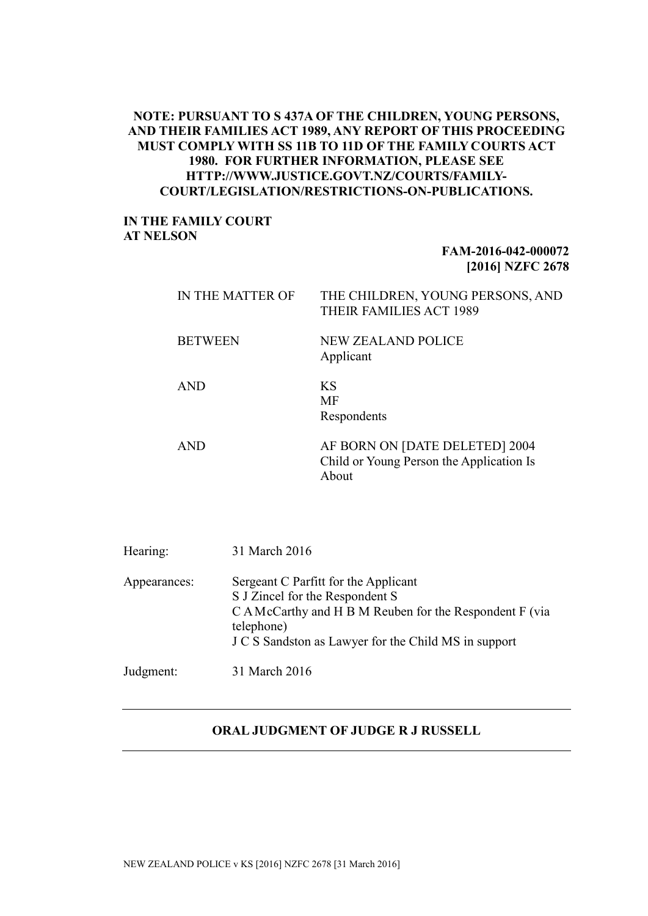**NOTE: PURSUANT TO S 437A OF THE CHILDREN, YOUNG PERSONS, AND THEIR FAMILIES ACT 1989, ANY REPORT OF THIS PROCEEDING MUST COMPLY WITH SS 11B TO 11D OF THE FAMILY COURTS ACT 1980. FOR FURTHER INFORMATION, PLEASE SEE HTTP://WWW.JUSTICE.GOVT.NZ/COURTS/FAMILY-COURT/LEGISLATION/RESTRICTIONS-ON-PUBLICATIONS.**

**IN THE FAMILY COURT**
**AT NELSON**

**FAM-2016-042-000072**
**[2016] NZFC 2678**

| | |
|---|---|
| IN THE MATTER OF | THE CHILDREN, YOUNG PERSONS, AND THEIR FAMILIES ACT 1989 |
| BETWEEN | NEW ZEALAND POLICE<br>Applicant |
| AND | KS<br>MF<br>Respondents |
| AND | AF BORN ON [DATE DELETED] 2004<br>Child or Young Person the Application Is About |

| | |
|---|---|
| Hearing: | 31 March 2016 |
| Appearances: | Sergeant C Parfitt for the Applicant<br>S J Zincel for the Respondent S<br>C A McCarthy and H B M Reuben for the Respondent F (via telephone)<br>J C S Sandston as Lawyer for the Child MS in support |
| Judgment: | 31 March 2016 |

---

**ORAL JUDGMENT OF JUDGE R J RUSSELL**

---

NEW ZEALAND POLICE v KS [2016] NZFC 2678 [31 March 2016]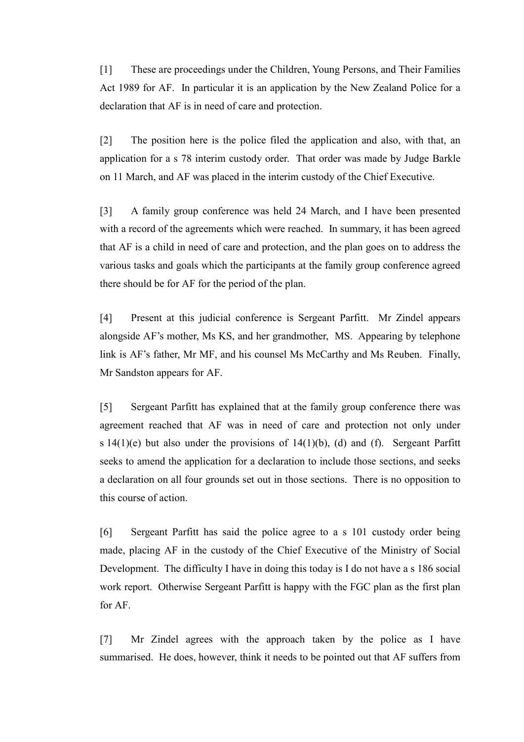[1] These are proceedings under the Children, Young Persons, and Their Families Act 1989 for AF. In particular it is an application by the New Zealand Police for a declaration that AF is in need of care and protection.

[2] The position here is the police filed the application and also, with that, an application for a s 78 interim custody order. That order was made by Judge Barkle on 11 March, and AF was placed in the interim custody of the Chief Executive.

[3] A family group conference was held 24 March, and I have been presented with a record of the agreements which were reached. In summary, it has been agreed that AF is a child in need of care and protection, and the plan goes on to address the various tasks and goals which the participants at the family group conference agreed there should be for AF for the period of the plan.

[4] Present at this judicial conference is Sergeant Parfitt. Mr Zindel appears alongside AF's mother, Ms KS, and her grandmother, MS. Appearing by telephone link is AF's father, Mr MF, and his counsel Ms McCarthy and Ms Reuben. Finally, Mr Sandston appears for AF.

[5] Sergeant Parfitt has explained that at the family group conference there was agreement reached that AF was in need of care and protection not only under s 14(1)(e) but also under the provisions of 14(1)(b), (d) and (f). Sergeant Parfitt seeks to amend the application for a declaration to include those sections, and seeks a declaration on all four grounds set out in those sections. There is no opposition to this course of action.

[6] Sergeant Parfitt has said the police agree to a s 101 custody order being made, placing AF in the custody of the Chief Executive of the Ministry of Social Development. The difficulty I have in doing this today is I do not have a s 186 social work report. Otherwise Sergeant Parfitt is happy with the FGC plan as the first plan for AF.

[7] Mr Zindel agrees with the approach taken by the police as I have summarised. He does, however, think it needs to be pointed out that AF suffers from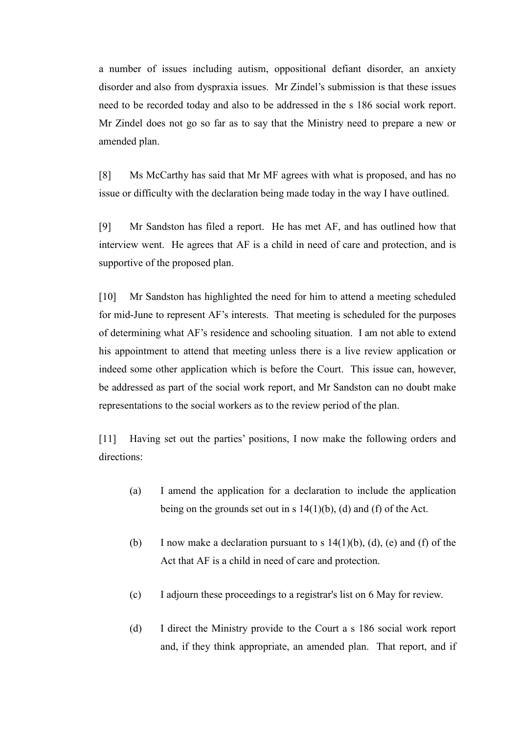a number of issues including autism, oppositional defiant disorder, an anxiety disorder and also from dyspraxia issues. Mr Zindel's submission is that these issues need to be recorded today and also to be addressed in the s 186 social work report. Mr Zindel does not go so far as to say that the Ministry need to prepare a new or amended plan.

[8] Ms McCarthy has said that Mr MF agrees with what is proposed, and has no issue or difficulty with the declaration being made today in the way I have outlined.

[9] Mr Sandston has filed a report. He has met AF, and has outlined how that interview went. He agrees that AF is a child in need of care and protection, and is supportive of the proposed plan.

[10] Mr Sandston has highlighted the need for him to attend a meeting scheduled for mid-June to represent AF's interests. That meeting is scheduled for the purposes of determining what AF's residence and schooling situation. I am not able to extend his appointment to attend that meeting unless there is a live review application or indeed some other application which is before the Court. This issue can, however, be addressed as part of the social work report, and Mr Sandston can no doubt make representations to the social workers as to the review period of the plan.

[11] Having set out the parties' positions, I now make the following orders and directions:

(a) I amend the application for a declaration to include the application being on the grounds set out in s 14(1)(b), (d) and (f) of the Act.

(b) I now make a declaration pursuant to s 14(1)(b), (d), (e) and (f) of the Act that AF is a child in need of care and protection.

(c) I adjourn these proceedings to a registrar's list on 6 May for review.

(d) I direct the Ministry provide to the Court a s 186 social work report and, if they think appropriate, an amended plan. That report, and if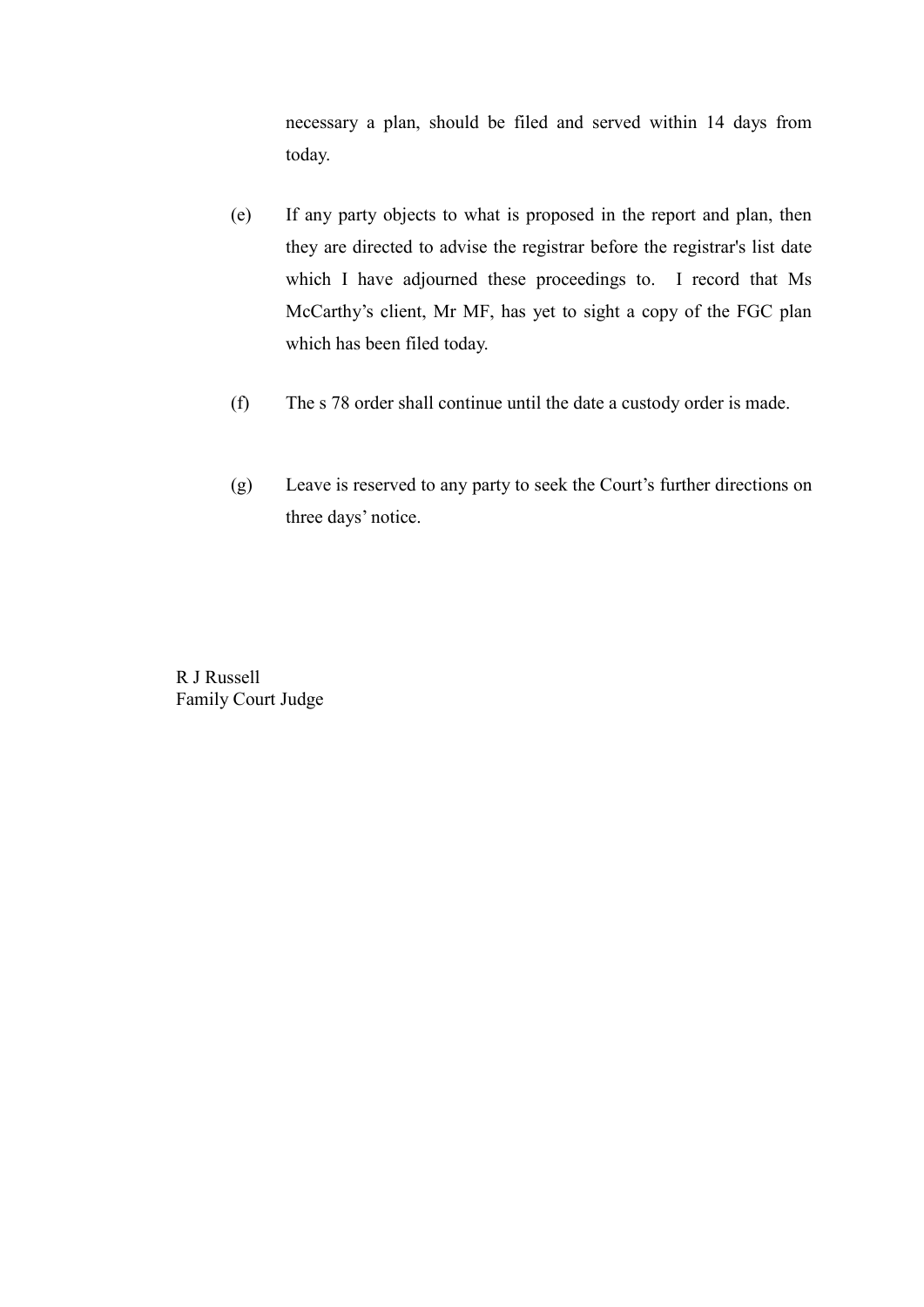necessary a plan, should be filed and served within 14 days from today.

(e) If any party objects to what is proposed in the report and plan, then they are directed to advise the registrar before the registrar's list date which I have adjourned these proceedings to. I record that Ms McCarthy's client, Mr MF, has yet to sight a copy of the FGC plan which has been filed today.

(f) The s 78 order shall continue until the date a custody order is made.

(g) Leave is reserved to any party to seek the Court's further directions on three days' notice.

R J Russell
Family Court Judge